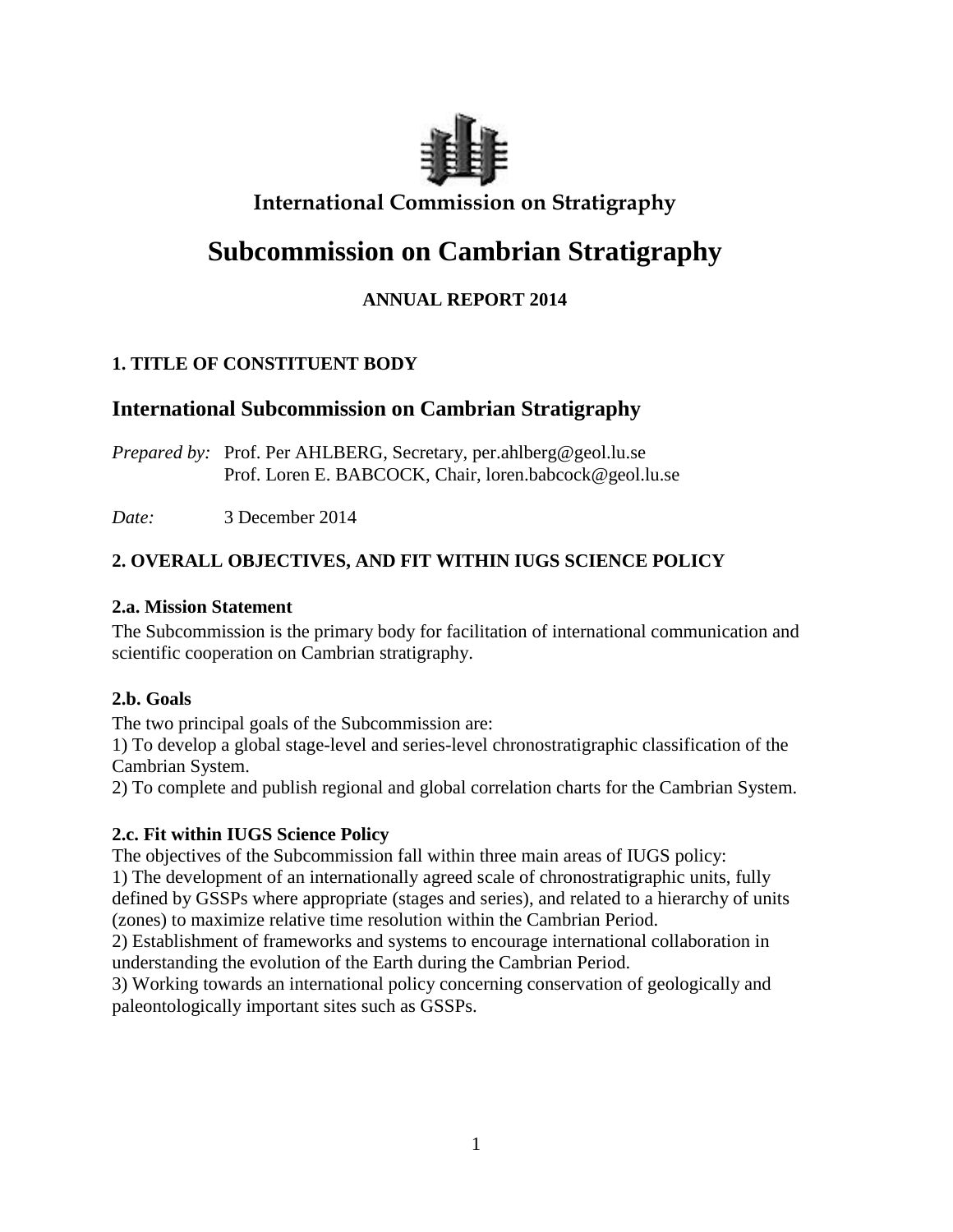International Commission on Stratigraphy

# Subcommission on Cambrian Stratigraphy

**ANNUAL REPORT 2014**

### 1. TITLE OF CONSTITUENT BODY

## International Subcommission on Cambrian Stratigraphy

*Prepared by:* Prof. Per AHLBERG, Secretary, per.ahlberg@geol.lu.se
Prof. Loren E. BABCOCK, Chair, loren.babcock@geol.lu.se

*Date:* 3 December 2014

### 2. OVERALL OBJECTIVES, AND FIT WITHIN IUGS SCIENCE POLICY

#### 2.a. Mission Statement

The Subcommission is the primary body for facilitation of international communication and scientific cooperation on Cambrian stratigraphy.

#### 2.b. Goals

The two principal goals of the Subcommission are:

1) To develop a global stage-level and series-level chronostratigraphic classification of the Cambrian System.
2) To complete and publish regional and global correlation charts for the Cambrian System.

#### 2.c. Fit within IUGS Science Policy

The objectives of the Subcommission fall within three main areas of IUGS policy:

1) The development of an internationally agreed scale of chronostratigraphic units, fully defined by GSSPs where appropriate (stages and series), and related to a hierarchy of units (zones) to maximize relative time resolution within the Cambrian Period.
2) Establishment of frameworks and systems to encourage international collaboration in understanding the evolution of the Earth during the Cambrian Period.
3) Working towards an international policy concerning conservation of geologically and paleontologically important sites such as GSSPs.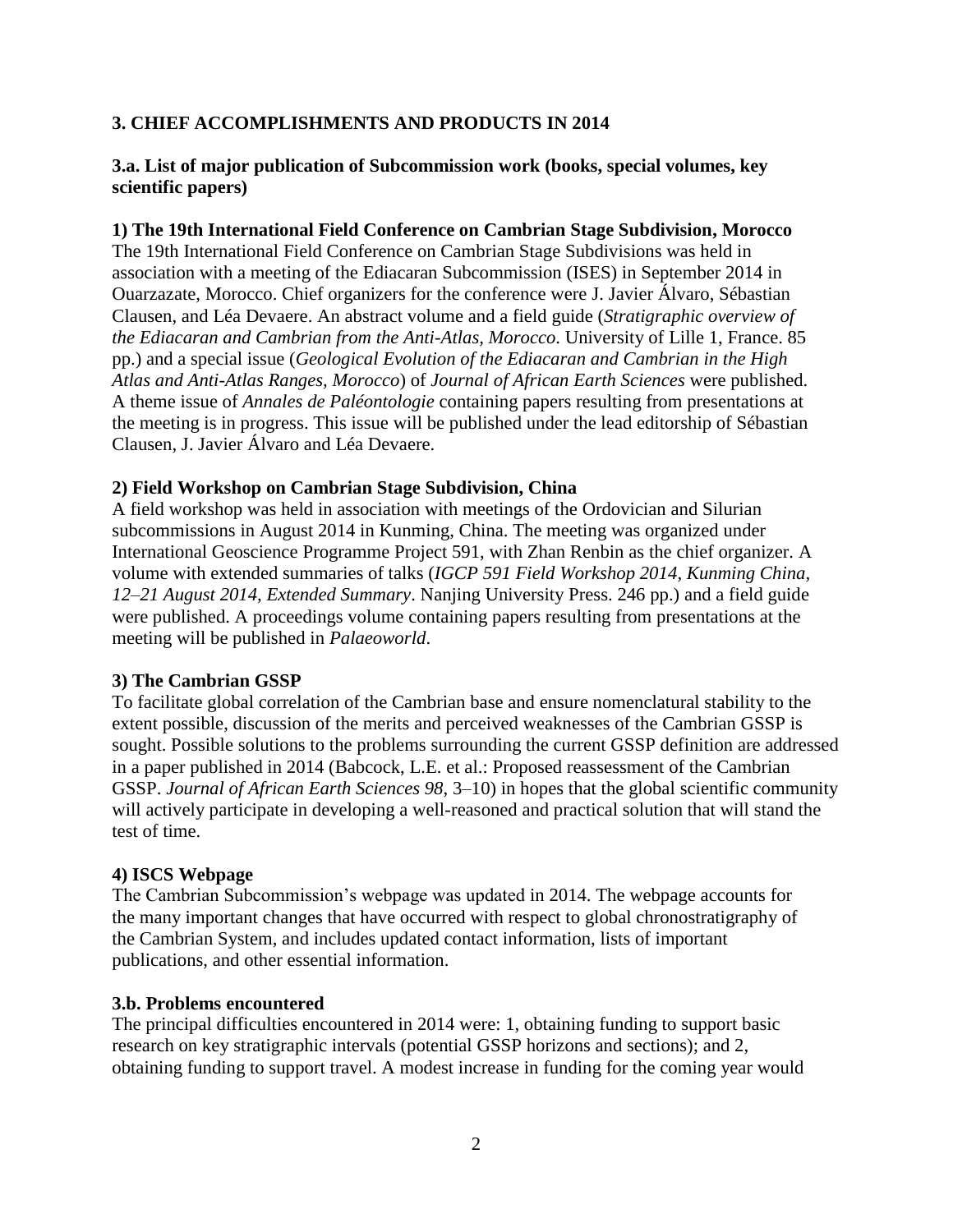## 3. CHIEF ACCOMPLISHMENTS AND PRODUCTS IN 2014

### 3.a. List of major publication of Subcommission work (books, special volumes, key scientific papers)

**1) The 19th International Field Conference on Cambrian Stage Subdivision, Morocco**

The 19th International Field Conference on Cambrian Stage Subdivisions was held in association with a meeting of the Ediacaran Subcommission (ISES) in September 2014 in Ouarzazate, Morocco. Chief organizers for the conference were J. Javier Álvaro, Sébastian Clausen, and Léa Devaere. An abstract volume and a field guide (*Stratigraphic overview of the Ediacaran and Cambrian from the Anti-Atlas, Morocco*. University of Lille 1, France. 85 pp.) and a special issue (*Geological Evolution of the Ediacaran and Cambrian in the High Atlas and Anti-Atlas Ranges, Morocco*) of *Journal of African Earth Sciences* were published. A theme issue of *Annales de Paléontologie* containing papers resulting from presentations at the meeting is in progress. This issue will be published under the lead editorship of Sébastian Clausen, J. Javier Álvaro and Léa Devaere.

**2) Field Workshop on Cambrian Stage Subdivision, China**

A field workshop was held in association with meetings of the Ordovician and Silurian subcommissions in August 2014 in Kunming, China. The meeting was organized under International Geoscience Programme Project 591, with Zhan Renbin as the chief organizer. A volume with extended summaries of talks (*IGCP 591 Field Workshop 2014, Kunming China, 12–21 August 2014, Extended Summary*. Nanjing University Press. 246 pp.) and a field guide were published. A proceedings volume containing papers resulting from presentations at the meeting will be published in *Palaeoworld*.

**3) The Cambrian GSSP**

To facilitate global correlation of the Cambrian base and ensure nomenclatural stability to the extent possible, discussion of the merits and perceived weaknesses of the Cambrian GSSP is sought. Possible solutions to the problems surrounding the current GSSP definition are addressed in a paper published in 2014 (Babcock, L.E. et al.: Proposed reassessment of the Cambrian GSSP. *Journal of African Earth Sciences 98*, 3–10) in hopes that the global scientific community will actively participate in developing a well-reasoned and practical solution that will stand the test of time.

**4) ISCS Webpage**

The Cambrian Subcommission's webpage was updated in 2014. The webpage accounts for the many important changes that have occurred with respect to global chronostratigraphy of the Cambrian System, and includes updated contact information, lists of important publications, and other essential information.

### 3.b. Problems encountered

The principal difficulties encountered in 2014 were: 1, obtaining funding to support basic research on key stratigraphic intervals (potential GSSP horizons and sections); and 2, obtaining funding to support travel. A modest increase in funding for the coming year would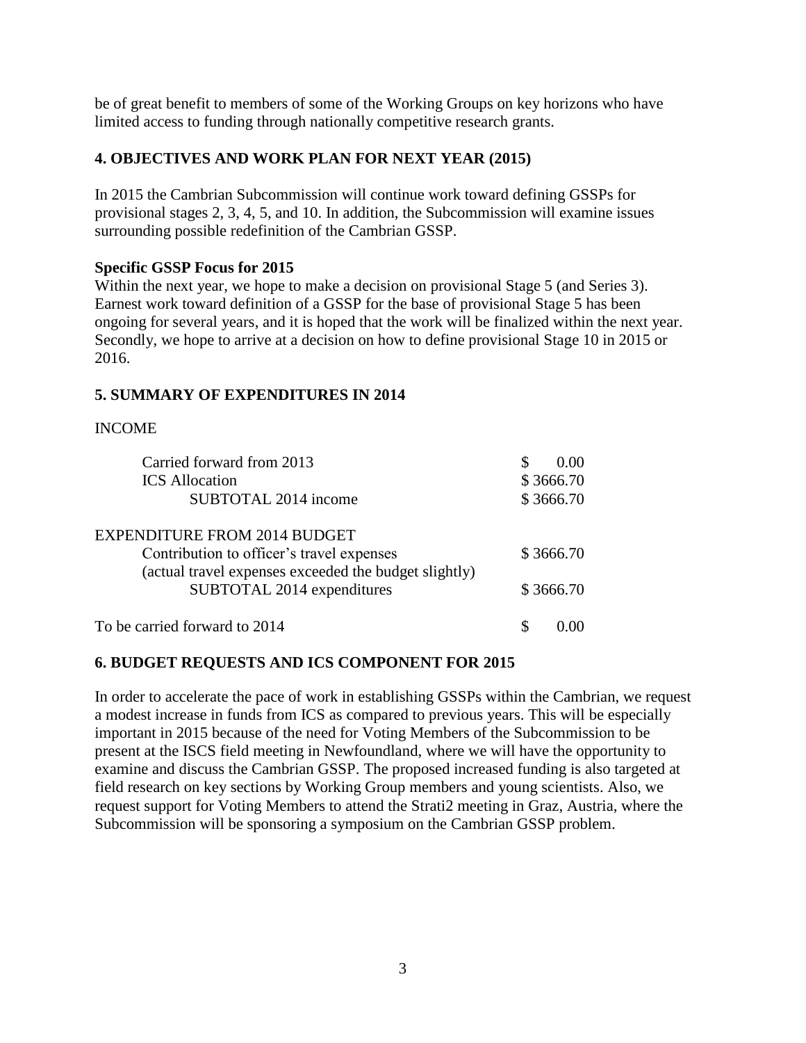be of great benefit to members of some of the Working Groups on key horizons who have limited access to funding through nationally competitive research grants.

## 4. OBJECTIVES AND WORK PLAN FOR NEXT YEAR (2015)

In 2015 the Cambrian Subcommission will continue work toward defining GSSPs for provisional stages 2, 3, 4, 5, and 10. In addition, the Subcommission will examine issues surrounding possible redefinition of the Cambrian GSSP.

**Specific GSSP Focus for 2015**

Within the next year, we hope to make a decision on provisional Stage 5 (and Series 3). Earnest work toward definition of a GSSP for the base of provisional Stage 5 has been ongoing for several years, and it is hoped that the work will be finalized within the next year. Secondly, we hope to arrive at a decision on how to define provisional Stage 10 in 2015 or 2016.

## 5. SUMMARY OF EXPENDITURES IN 2014

INCOME

| | |
|---|---|
| Carried forward from 2013 | $ 0.00 |
| ICS Allocation | $ 3666.70 |
| SUBTOTAL 2014 income | $ 3666.70 |
| | |
| EXPENDITURE FROM 2014 BUDGET | |
| Contribution to officer's travel expenses (actual travel expenses exceeded the budget slightly) | $ 3666.70 |
| SUBTOTAL 2014 expenditures | $ 3666.70 |
| | |
| To be carried forward to 2014 | $ 0.00 |

## 6. BUDGET REQUESTS AND ICS COMPONENT FOR 2015

In order to accelerate the pace of work in establishing GSSPs within the Cambrian, we request a modest increase in funds from ICS as compared to previous years. This will be especially important in 2015 because of the need for Voting Members of the Subcommission to be present at the ISCS field meeting in Newfoundland, where we will have the opportunity to examine and discuss the Cambrian GSSP. The proposed increased funding is also targeted at field research on key sections by Working Group members and young scientists. Also, we request support for Voting Members to attend the Strati2 meeting in Graz, Austria, where the Subcommission will be sponsoring a symposium on the Cambrian GSSP problem.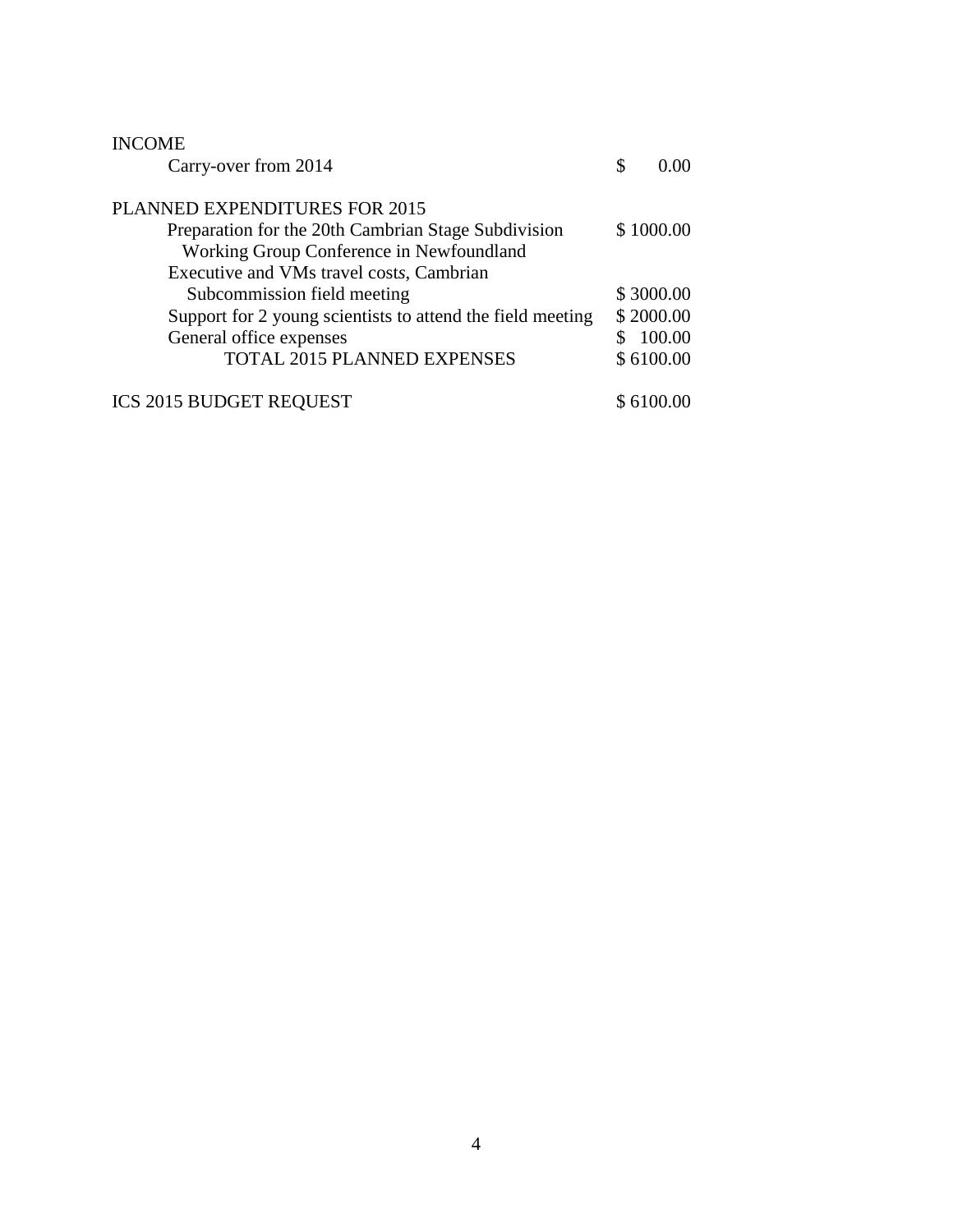| | |
|---|---|
| INCOME | |
| Carry-over from 2014 | $ 0.00 |
| PLANNED EXPENDITURES FOR 2015 | |
| Preparation for the 20th Cambrian Stage Subdivision Working Group Conference in Newfoundland | $ 1000.00 |
| Executive and VMs travel costs, Cambrian Subcommission field meeting | $ 3000.00 |
| Support for 2 young scientists to attend the field meeting | $ 2000.00 |
| General office expenses | $ 100.00 |
| TOTAL 2015 PLANNED EXPENSES | $ 6100.00 |
| ICS 2015 BUDGET REQUEST | $ 6100.00 |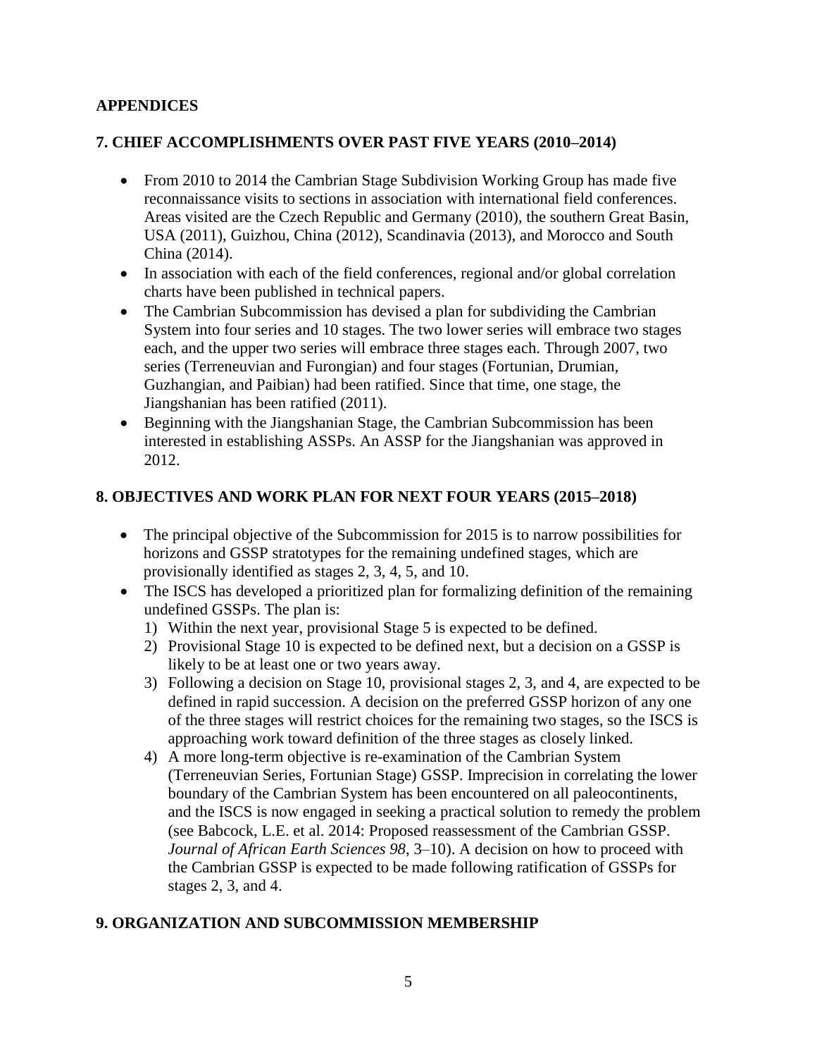## APPENDICES

## 7. CHIEF ACCOMPLISHMENTS OVER PAST FIVE YEARS (2010–2014)

- From 2010 to 2014 the Cambrian Stage Subdivision Working Group has made five reconnaissance visits to sections in association with international field conferences. Areas visited are the Czech Republic and Germany (2010), the southern Great Basin, USA (2011), Guizhou, China (2012), Scandinavia (2013), and Morocco and South China (2014).
- In association with each of the field conferences, regional and/or global correlation charts have been published in technical papers.
- The Cambrian Subcommission has devised a plan for subdividing the Cambrian System into four series and 10 stages. The two lower series will embrace two stages each, and the upper two series will embrace three stages each. Through 2007, two series (Terreneuvian and Furongian) and four stages (Fortunian, Drumian, Guzhangian, and Paibian) had been ratified. Since that time, one stage, the Jiangshanian has been ratified (2011).
- Beginning with the Jiangshanian Stage, the Cambrian Subcommission has been interested in establishing ASSPs. An ASSP for the Jiangshanian was approved in 2012.

## 8. OBJECTIVES AND WORK PLAN FOR NEXT FOUR YEARS (2015–2018)

- The principal objective of the Subcommission for 2015 is to narrow possibilities for horizons and GSSP stratotypes for the remaining undefined stages, which are provisionally identified as stages 2, 3, 4, 5, and 10.
- The ISCS has developed a prioritized plan for formalizing definition of the remaining undefined GSSPs. The plan is:
  1) Within the next year, provisional Stage 5 is expected to be defined.
  2) Provisional Stage 10 is expected to be defined next, but a decision on a GSSP is likely to be at least one or two years away.
  3) Following a decision on Stage 10, provisional stages 2, 3, and 4, are expected to be defined in rapid succession. A decision on the preferred GSSP horizon of any one of the three stages will restrict choices for the remaining two stages, so the ISCS is approaching work toward definition of the three stages as closely linked.
  4) A more long-term objective is re-examination of the Cambrian System (Terreneuvian Series, Fortunian Stage) GSSP. Imprecision in correlating the lower boundary of the Cambrian System has been encountered on all paleocontinents, and the ISCS is now engaged in seeking a practical solution to remedy the problem (see Babcock, L.E. et al. 2014: Proposed reassessment of the Cambrian GSSP. *Journal of African Earth Sciences 98*, 3–10). A decision on how to proceed with the Cambrian GSSP is expected to be made following ratification of GSSPs for stages 2, 3, and 4.

## 9. ORGANIZATION AND SUBCOMMISSION MEMBERSHIP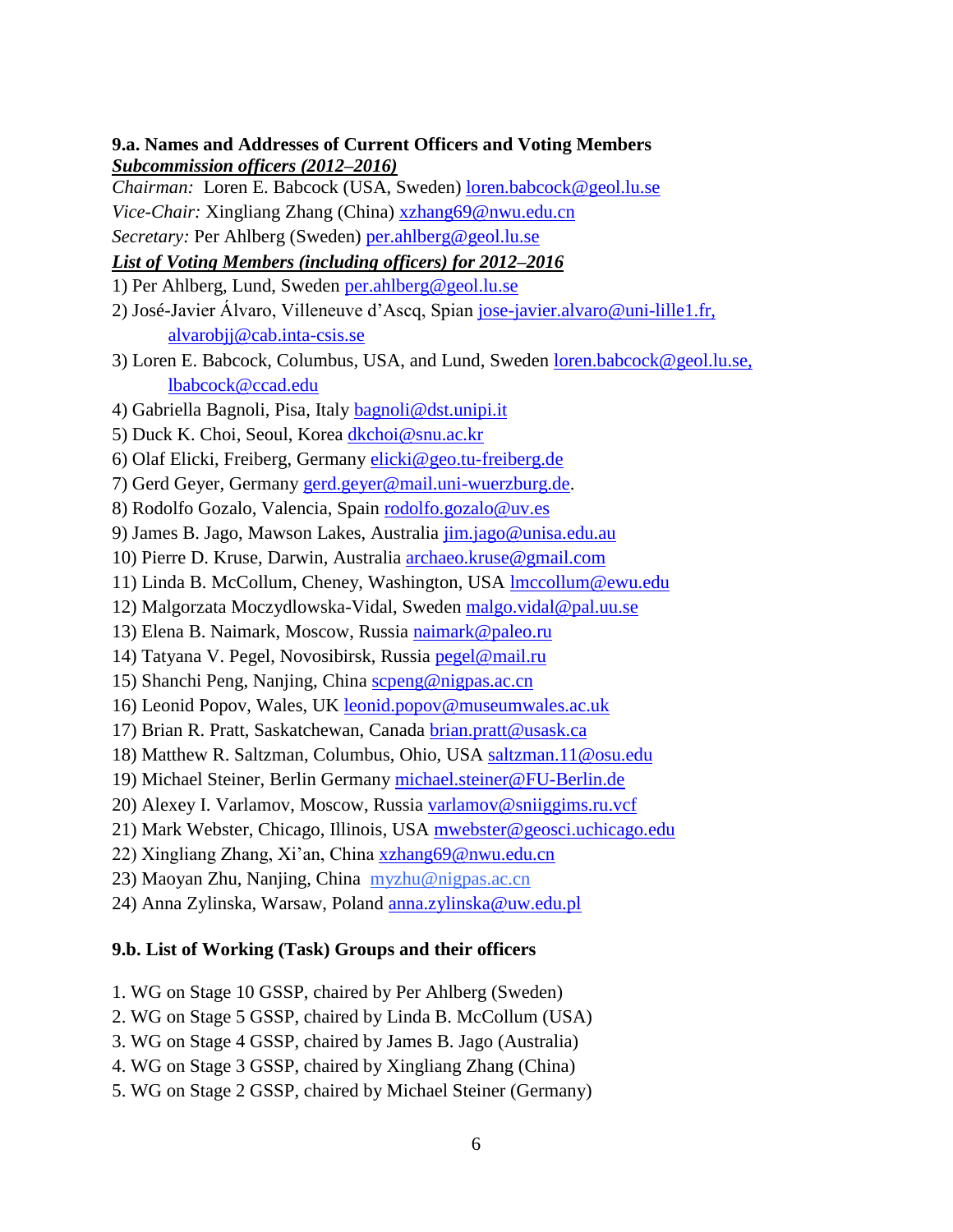**9.a. Names and Addresses of Current Officers and Voting Members**

***Subcommission officers (2012–2016)***

*Chairman:* Loren E. Babcock (USA, Sweden) loren.babcock@geol.lu.se

*Vice-Chair:* Xingliang Zhang (China) xzhang69@nwu.edu.cn

*Secretary:* Per Ahlberg (Sweden) per.ahlberg@geol.lu.se

***List of Voting Members (including officers) for 2012–2016***

1) Per Ahlberg, Lund, Sweden per.ahlberg@geol.lu.se
2) José-Javier Álvaro, Villeneuve d'Ascq, Spian jose-javier.alvaro@uni-lille1.fr, alvarobjj@cab.inta-csis.se
3) Loren E. Babcock, Columbus, USA, and Lund, Sweden loren.babcock@geol.lu.se, lbabcock@ccad.edu
4) Gabriella Bagnoli, Pisa, Italy bagnoli@dst.unipi.it
5) Duck K. Choi, Seoul, Korea dkchoi@snu.ac.kr
6) Olaf Elicki, Freiberg, Germany elicki@geo.tu-freiberg.de
7) Gerd Geyer, Germany gerd.geyer@mail.uni-wuerzburg.de.
8) Rodolfo Gozalo, Valencia, Spain rodolfo.gozalo@uv.es
9) James B. Jago, Mawson Lakes, Australia jim.jago@unisa.edu.au
10) Pierre D. Kruse, Darwin, Australia archaeo.kruse@gmail.com
11) Linda B. McCollum, Cheney, Washington, USA lmccollum@ewu.edu
12) Malgorzata Moczydlowska-Vidal, Sweden malgo.vidal@pal.uu.se
13) Elena B. Naimark, Moscow, Russia naimark@paleo.ru
14) Tatyana V. Pegel, Novosibirsk, Russia pegel@mail.ru
15) Shanchi Peng, Nanjing, China scpeng@nigpas.ac.cn
16) Leonid Popov, Wales, UK leonid.popov@museumwales.ac.uk
17) Brian R. Pratt, Saskatchewan, Canada brian.pratt@usask.ca
18) Matthew R. Saltzman, Columbus, Ohio, USA saltzman.11@osu.edu
19) Michael Steiner, Berlin Germany michael.steiner@FU-Berlin.de
20) Alexey I. Varlamov, Moscow, Russia varlamov@sniiggims.ru.vcf
21) Mark Webster, Chicago, Illinois, USA mwebster@geosci.uchicago.edu
22) Xingliang Zhang, Xi'an, China xzhang69@nwu.edu.cn
23) Maoyan Zhu, Nanjing, China myzhu@nigpas.ac.cn
24) Anna Zylinska, Warsaw, Poland anna.zylinska@uw.edu.pl

**9.b. List of Working (Task) Groups and their officers**

1. WG on Stage 10 GSSP, chaired by Per Ahlberg (Sweden)
2. WG on Stage 5 GSSP, chaired by Linda B. McCollum (USA)
3. WG on Stage 4 GSSP, chaired by James B. Jago (Australia)
4. WG on Stage 3 GSSP, chaired by Xingliang Zhang (China)
5. WG on Stage 2 GSSP, chaired by Michael Steiner (Germany)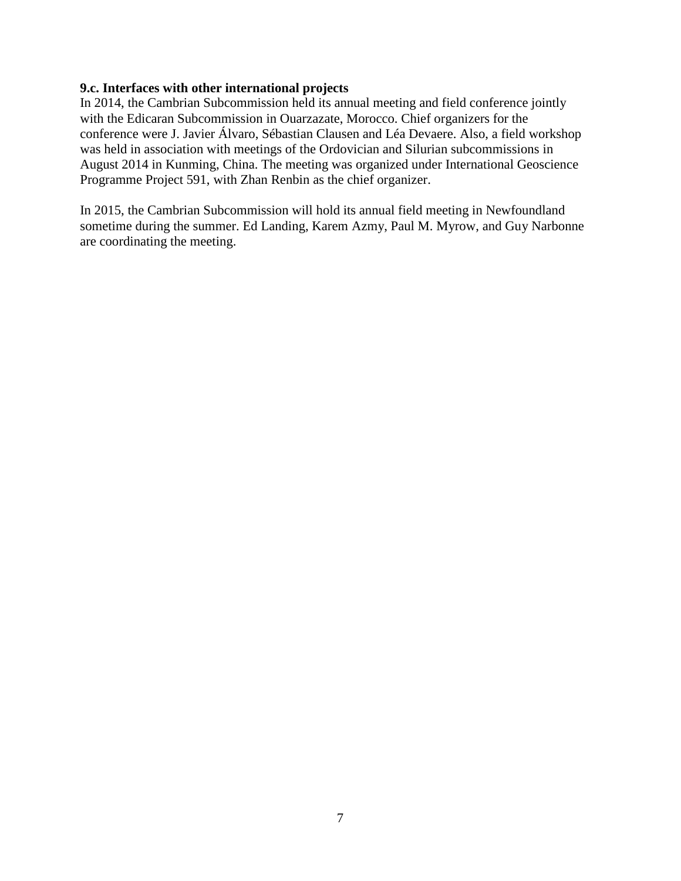**9.c. Interfaces with other international projects**

In 2014, the Cambrian Subcommission held its annual meeting and field conference jointly with the Edicaran Subcommission in Ouarzazate, Morocco. Chief organizers for the conference were J. Javier Álvaro, Sébastian Clausen and Léa Devaere. Also, a field workshop was held in association with meetings of the Ordovician and Silurian subcommissions in August 2014 in Kunming, China. The meeting was organized under International Geoscience Programme Project 591, with Zhan Renbin as the chief organizer.

In 2015, the Cambrian Subcommission will hold its annual field meeting in Newfoundland sometime during the summer. Ed Landing, Karem Azmy, Paul M. Myrow, and Guy Narbonne are coordinating the meeting.